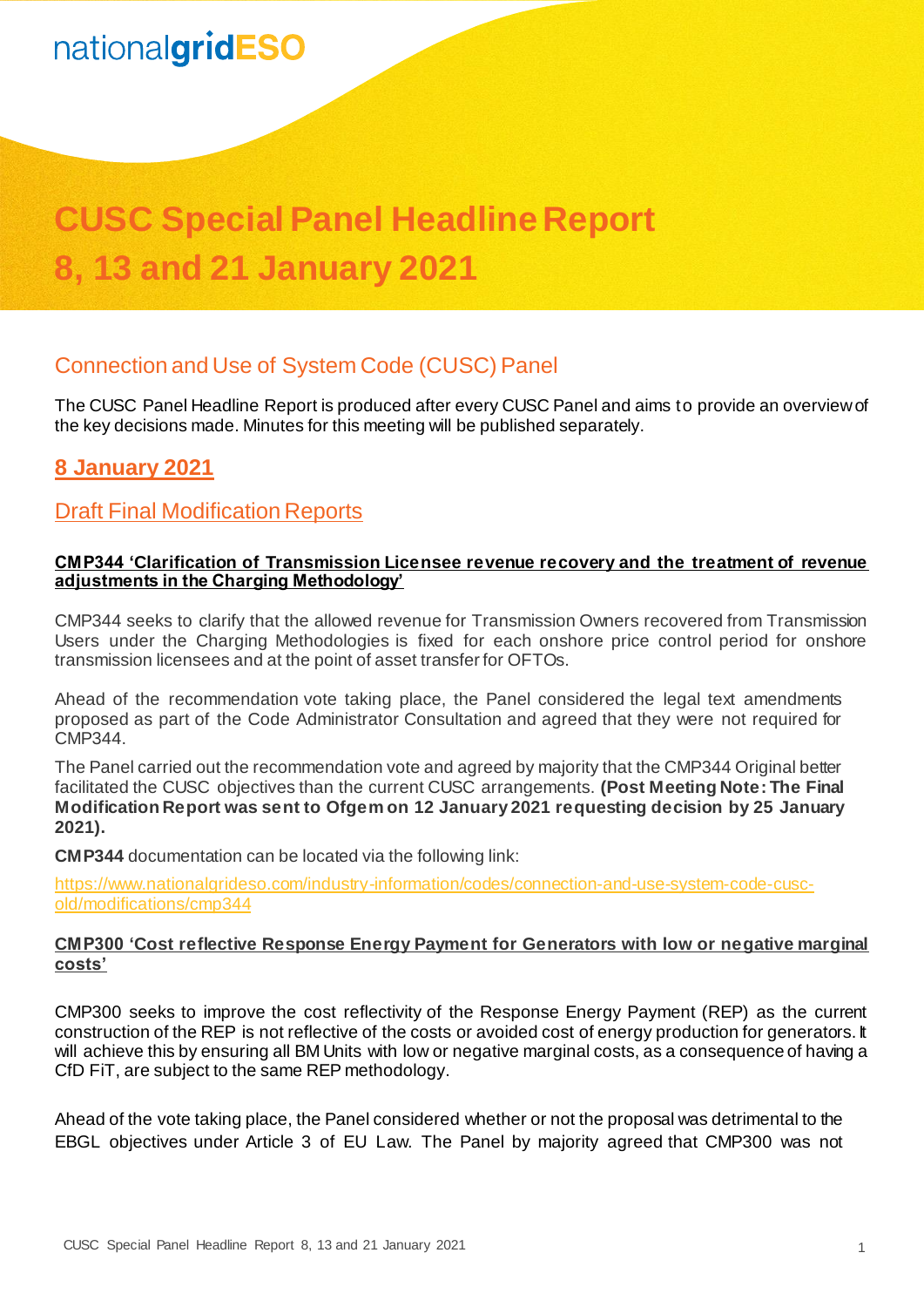nationalgridESO

# CUSC Special Panel Headline Report 8, 13 and 21 January 2021

## Connection and Use of System Code (CUSC) Panel

The CUSC Panel Headline Report is produced after every CUSC Panel and aims to provide an overview of the key decisions made. Minutes for this meeting will be published separately.

## 8 January 2021

## Draft Final Modification Reports

**CMP344 'Clarification of Transmission Licensee revenue recovery and the treatment of revenue adjustments in the Charging Methodology'**

CMP344 seeks to clarify that the allowed revenue for Transmission Owners recovered from Transmission Users under the Charging Methodologies is fixed for each onshore price control period for onshore transmission licensees and at the point of asset transfer for OFTOs.

Ahead of the recommendation vote taking place, the Panel considered the legal text amendments proposed as part of the Code Administrator Consultation and agreed that they were not required for CMP344.

The Panel carried out the recommendation vote and agreed by majority that the CMP344 Original better facilitated the CUSC objectives than the current CUSC arrangements. **(Post Meeting Note: The Final Modification Report was sent to Ofgem on 12 January 2021 requesting decision by 25 January 2021).**

**CMP344** documentation can be located via the following link:

https://www.nationalgrideso.com/industry-information/codes/connection-and-use-system-code-cusc-old/modifications/cmp344

**CMP300 'Cost reflective Response Energy Payment for Generators with low or negative marginal costs'**

CMP300 seeks to improve the cost reflectivity of the Response Energy Payment (REP) as the current construction of the REP is not reflective of the costs or avoided cost of energy production for generators. It will achieve this by ensuring all BM Units with low or negative marginal costs, as a consequence of having a CfD FiT, are subject to the same REP methodology.

Ahead of the vote taking place, the Panel considered whether or not the proposal was detrimental to the EBGL objectives under Article 3 of EU Law. The Panel by majority agreed that CMP300 was not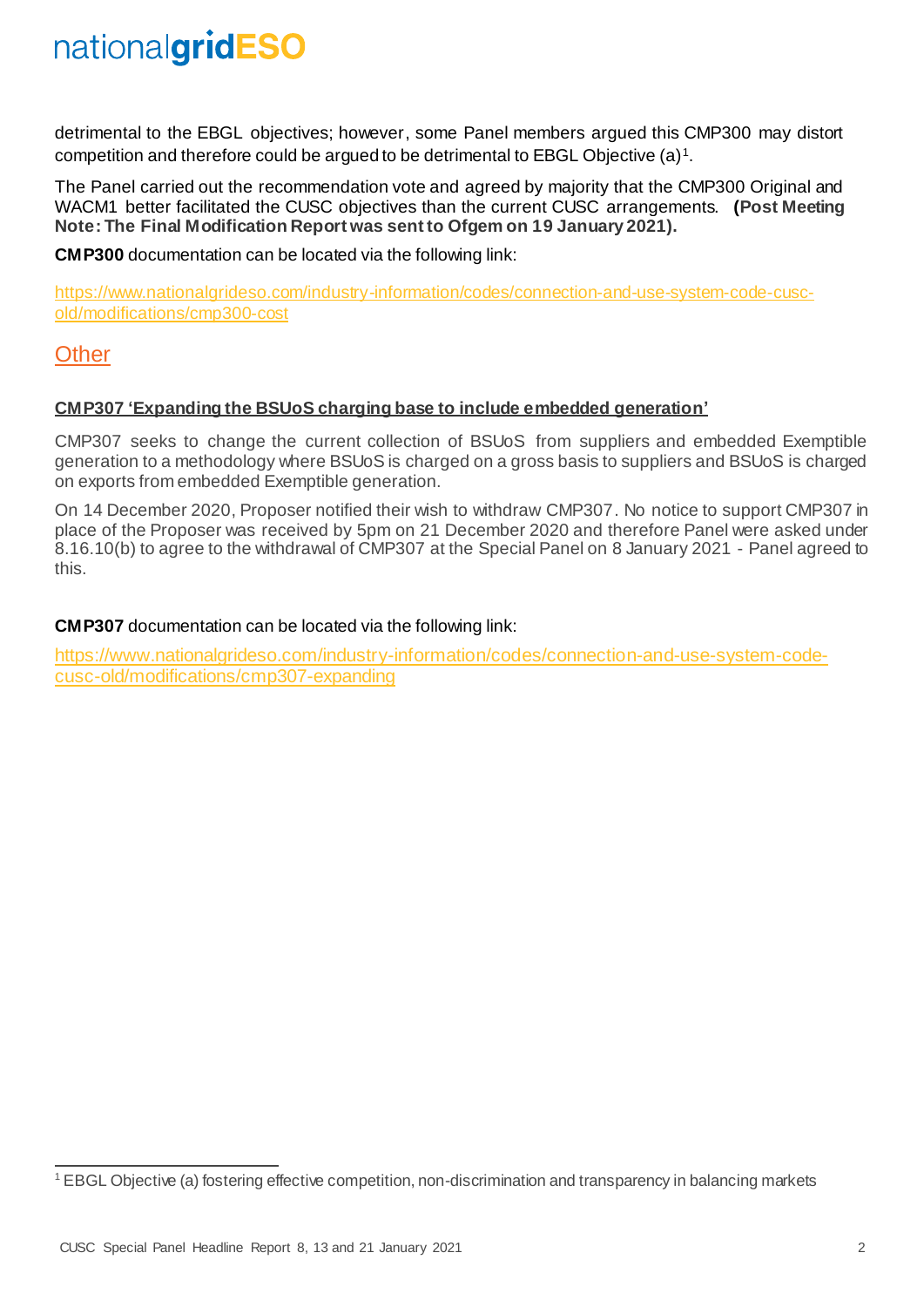detrimental to the EBGL objectives; however, some Panel members argued this CMP300 may distort competition and therefore could be argued to be detrimental to EBGL Objective (a)[1].

The Panel carried out the recommendation vote and agreed by majority that the CMP300 Original and WACM1 better facilitated the CUSC objectives than the current CUSC arrangements. **(Post Meeting Note: The Final Modification Report was sent to Ofgem on 19 January 2021).**

**CMP300** documentation can be located via the following link:

https://www.nationalgrideso.com/industry-information/codes/connection-and-use-system-code-cusc-old/modifications/cmp300-cost

## Other

**CMP307 'Expanding the BSUoS charging base to include embedded generation'**

CMP307 seeks to change the current collection of BSUoS from suppliers and embedded Exemptible generation to a methodology where BSUoS is charged on a gross basis to suppliers and BSUoS is charged on exports from embedded Exemptible generation.

On 14 December 2020, Proposer notified their wish to withdraw CMP307. No notice to support CMP307 in place of the Proposer was received by 5pm on 21 December 2020 and therefore Panel were asked under 8.16.10(b) to agree to the withdrawal of CMP307 at the Special Panel on 8 January 2021 - Panel agreed to this.

**CMP307** documentation can be located via the following link:

https://www.nationalgrideso.com/industry-information/codes/connection-and-use-system-code-cusc-old/modifications/cmp307-expanding

[1] EBGL Objective (a) fostering effective competition, non-discrimination and transparency in balancing markets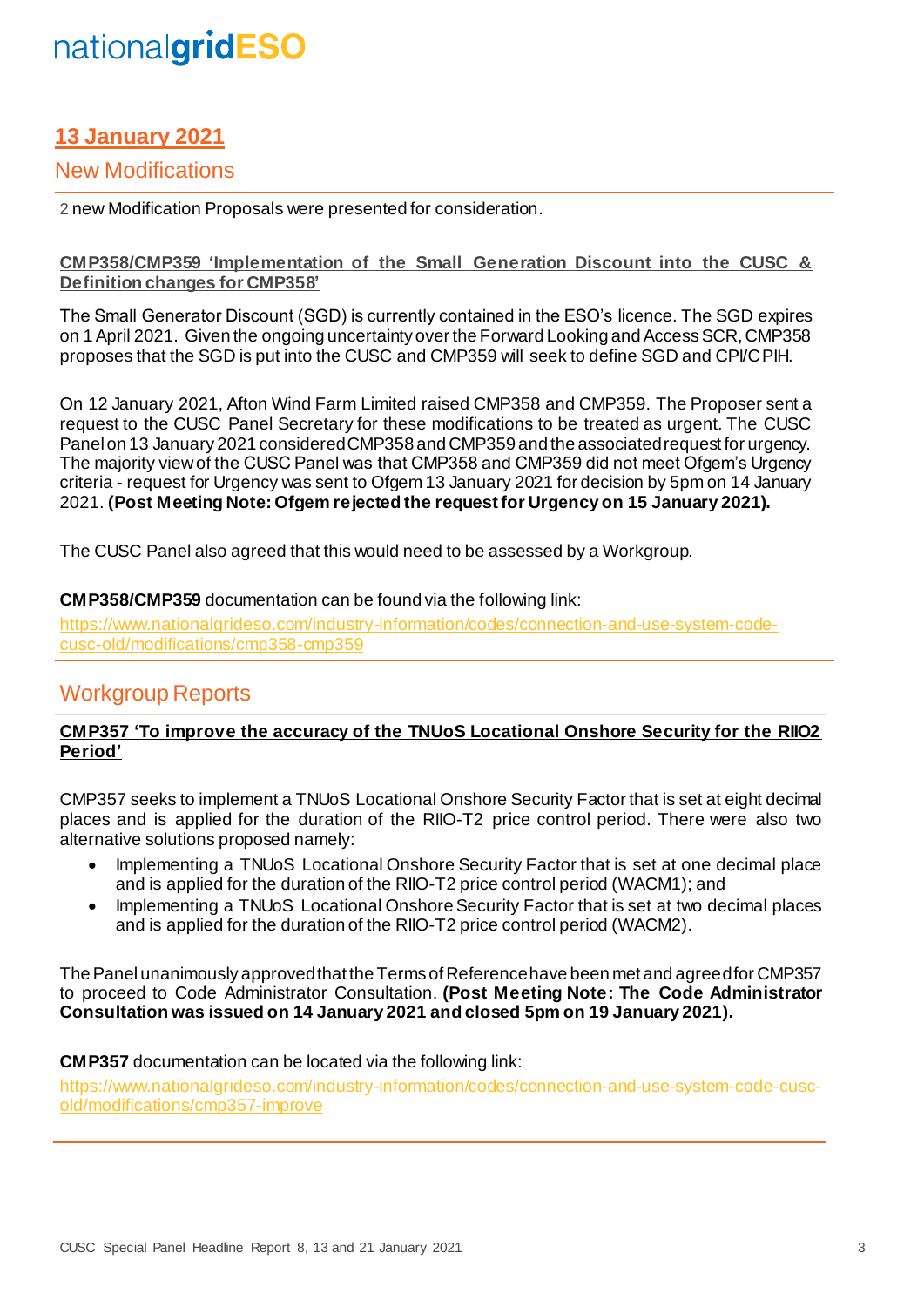## 13 January 2021

### New Modifications

2 new Modification Proposals were presented for consideration.

**CMP358/CMP359 'Implementation of the Small Generation Discount into the CUSC & Definition changes for CMP358'**

The Small Generator Discount (SGD) is currently contained in the ESO's licence. The SGD expires on 1 April 2021. Given the ongoing uncertainty over the Forward Looking and Access SCR, CMP358 proposes that the SGD is put into the CUSC and CMP359 will seek to define SGD and CPI/CPIH.

On 12 January 2021, Afton Wind Farm Limited raised CMP358 and CMP359. The Proposer sent a request to the CUSC Panel Secretary for these modifications to be treated as urgent. The CUSC Panel on 13 January 2021 considered CMP358 and CMP359 and the associated request for urgency. The majority view of the CUSC Panel was that CMP358 and CMP359 did not meet Ofgem's Urgency criteria - request for Urgency was sent to Ofgem 13 January 2021 for decision by 5pm on 14 January 2021. **(Post Meeting Note: Ofgem rejected the request for Urgency on 15 January 2021).**

The CUSC Panel also agreed that this would need to be assessed by a Workgroup.

**CMP358/CMP359** documentation can be found via the following link:

https://www.nationalgrideso.com/industry-information/codes/connection-and-use-system-code-cusc-old/modifications/cmp358-cmp359

### Workgroup Reports

**CMP357 'To improve the accuracy of the TNUoS Locational Onshore Security for the RIIO2 Period'**

CMP357 seeks to implement a TNUoS Locational Onshore Security Factor that is set at eight decimal places and is applied for the duration of the RIIO-T2 price control period. There were also two alternative solutions proposed namely:

- Implementing a TNUoS Locational Onshore Security Factor that is set at one decimal place and is applied for the duration of the RIIO-T2 price control period (WACM1); and
- Implementing a TNUoS Locational Onshore Security Factor that is set at two decimal places and is applied for the duration of the RIIO-T2 price control period (WACM2).

The Panel unanimously approved that the Terms of Reference have been met and agreed for CMP357 to proceed to Code Administrator Consultation. **(Post Meeting Note: The Code Administrator Consultation was issued on 14 January 2021 and closed 5pm on 19 January 2021).**

**CMP357** documentation can be located via the following link:

https://www.nationalgrideso.com/industry-information/codes/connection-and-use-system-code-cusc-old/modifications/cmp357-improve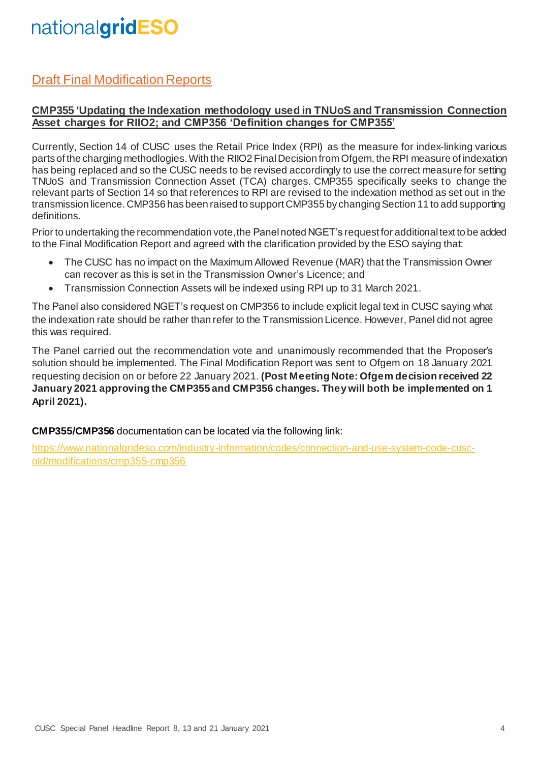## Draft Final Modification Reports

**CMP355 'Updating the Indexation methodology used in TNUoS and Transmission Connection Asset charges for RIIO2; and CMP356 'Definition changes for CMP355'**

Currently, Section 14 of CUSC uses the Retail Price Index (RPI) as the measure for index-linking various parts of the charging methodlogies. With the RIIO2 Final Decision from Ofgem, the RPI measure of indexation has being replaced and so the CUSC needs to be revised accordingly to use the correct measure for setting TNUoS and Transmission Connection Asset (TCA) charges. CMP355 specifically seeks to change the relevant parts of Section 14 so that references to RPI are revised to the indexation method as set out in the transmission licence. CMP356 has been raised to support CMP355 by changing Section 11 to add supporting definitions.

Prior to undertaking the recommendation vote, the Panel noted NGET's request for additional text to be added to the Final Modification Report and agreed with the clarification provided by the ESO saying that:

- The CUSC has no impact on the Maximum Allowed Revenue (MAR) that the Transmission Owner can recover as this is set in the Transmission Owner's Licence; and
- Transmission Connection Assets will be indexed using RPI up to 31 March 2021.

The Panel also considered NGET's request on CMP356 to include explicit legal text in CUSC saying what the indexation rate should be rather than refer to the Transmission Licence. However, Panel did not agree this was required.

The Panel carried out the recommendation vote and unanimously recommended that the Proposer's solution should be implemented. The Final Modification Report was sent to Ofgem on 18 January 2021 requesting decision on or before 22 January 2021. **(Post Meeting Note: Ofgem decision received 22 January 2021 approving the CMP355 and CMP356 changes. They will both be implemented on 1 April 2021).**

**CMP355/CMP356** documentation can be located via the following link:

https://www.nationalgrideso.com/industry-information/codes/connection-and-use-system-code-cusc-old/modifications/cmp355-cmp356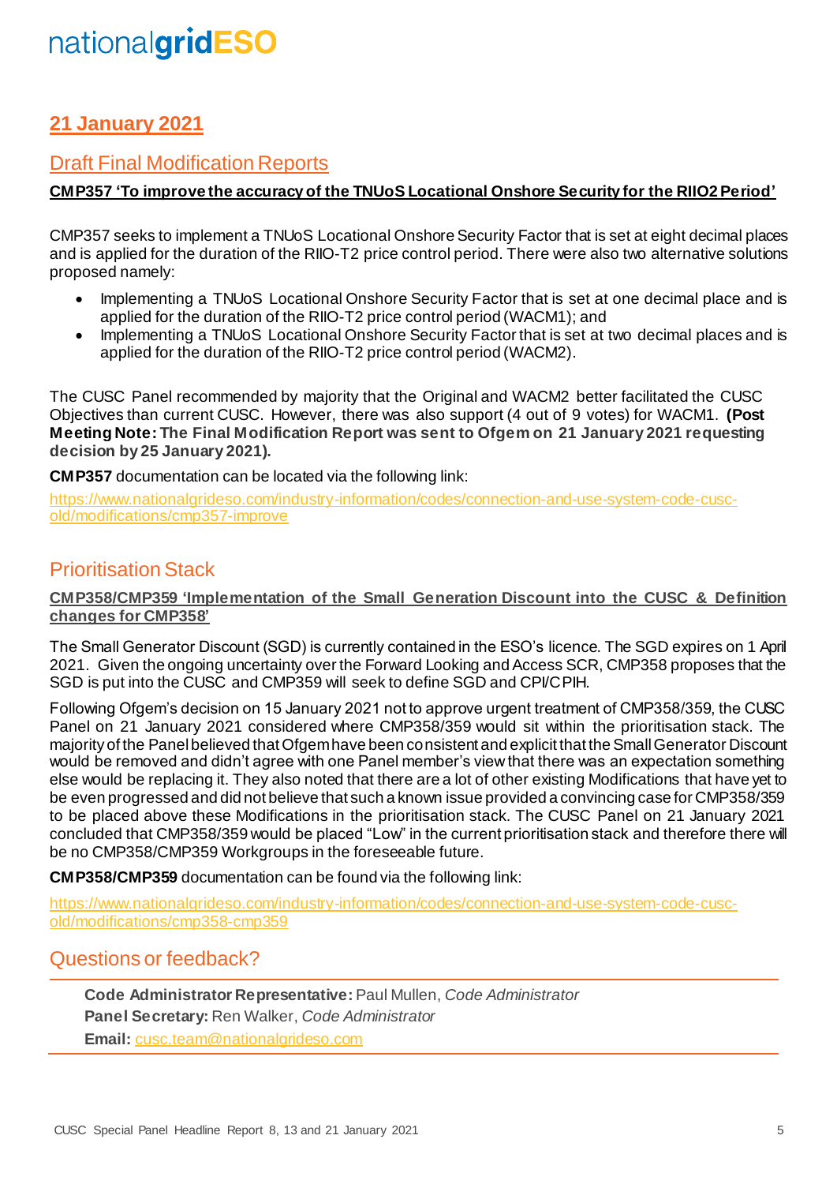# nationalgridESO

## 21 January 2021

### Draft Final Modification Reports

**CMP357 'To improve the accuracy of the TNUoS Locational Onshore Security for the RIIO2 Period'**

CMP357 seeks to implement a TNUoS Locational Onshore Security Factor that is set at eight decimal places and is applied for the duration of the RIIO-T2 price control period. There were also two alternative solutions proposed namely:

- Implementing a TNUoS Locational Onshore Security Factor that is set at one decimal place and is applied for the duration of the RIIO-T2 price control period (WACM1); and
- Implementing a TNUoS Locational Onshore Security Factor that is set at two decimal places and is applied for the duration of the RIIO-T2 price control period (WACM2).

The CUSC Panel recommended by majority that the Original and WACM2 better facilitated the CUSC Objectives than current CUSC. However, there was also support (4 out of 9 votes) for WACM1. **(Post Meeting Note: The Final Modification Report was sent to Ofgem on 21 January 2021 requesting decision by 25 January 2021).**

**CMP357** documentation can be located via the following link:

https://www.nationalgrideso.com/industry-information/codes/connection-and-use-system-code-cusc-old/modifications/cmp357-improve

### Prioritisation Stack

**CMP358/CMP359 'Implementation of the Small Generation Discount into the CUSC & Definition changes for CMP358'**

The Small Generator Discount (SGD) is currently contained in the ESO's licence. The SGD expires on 1 April 2021. Given the ongoing uncertainty over the Forward Looking and Access SCR, CMP358 proposes that the SGD is put into the CUSC and CMP359 will seek to define SGD and CPI/CPIH.

Following Ofgem's decision on 15 January 2021 not to approve urgent treatment of CMP358/359, the CUSC Panel on 21 January 2021 considered where CMP358/359 would sit within the prioritisation stack. The majority of the Panel believed that Ofgem have been consistent and explicit that the Small Generator Discount would be removed and didn't agree with one Panel member's view that there was an expectation something else would be replacing it. They also noted that there are a lot of other existing Modifications that have yet to be even progressed and did not believe that such a known issue provided a convincing case for CMP358/359 to be placed above these Modifications in the prioritisation stack. The CUSC Panel on 21 January 2021 concluded that CMP358/359 would be placed "Low" in the current prioritisation stack and therefore there will be no CMP358/CMP359 Workgroups in the foreseeable future.

**CMP358/CMP359** documentation can be found via the following link:

https://www.nationalgrideso.com/industry-information/codes/connection-and-use-system-code-cusc-old/modifications/cmp358-cmp359

### Questions or feedback?

**Code Administrator Representative:** Paul Mullen, *Code Administrator*
**Panel Secretary:** Ren Walker, *Code Administrator*
**Email:** cusc.team@nationalgrideso.com